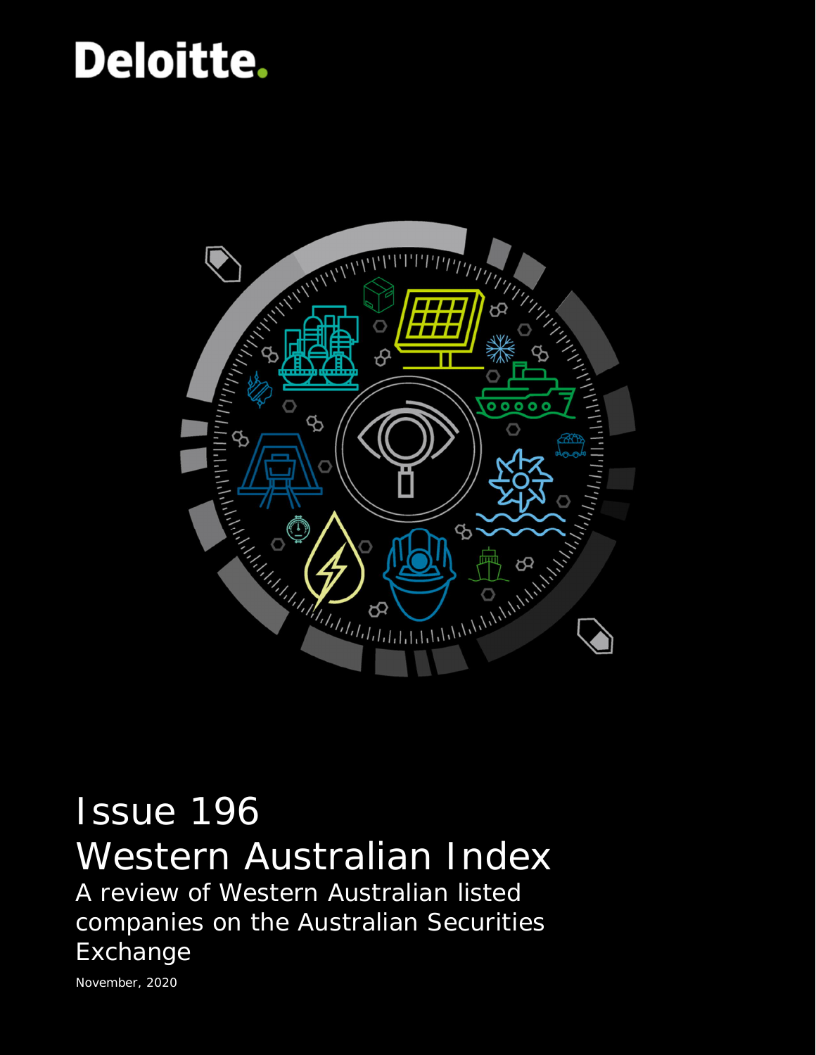Deloitte.

# Issue 196

# Western Australian Index

## A review of Western Australian listed companies on the Australian Securities Exchange

November, 2020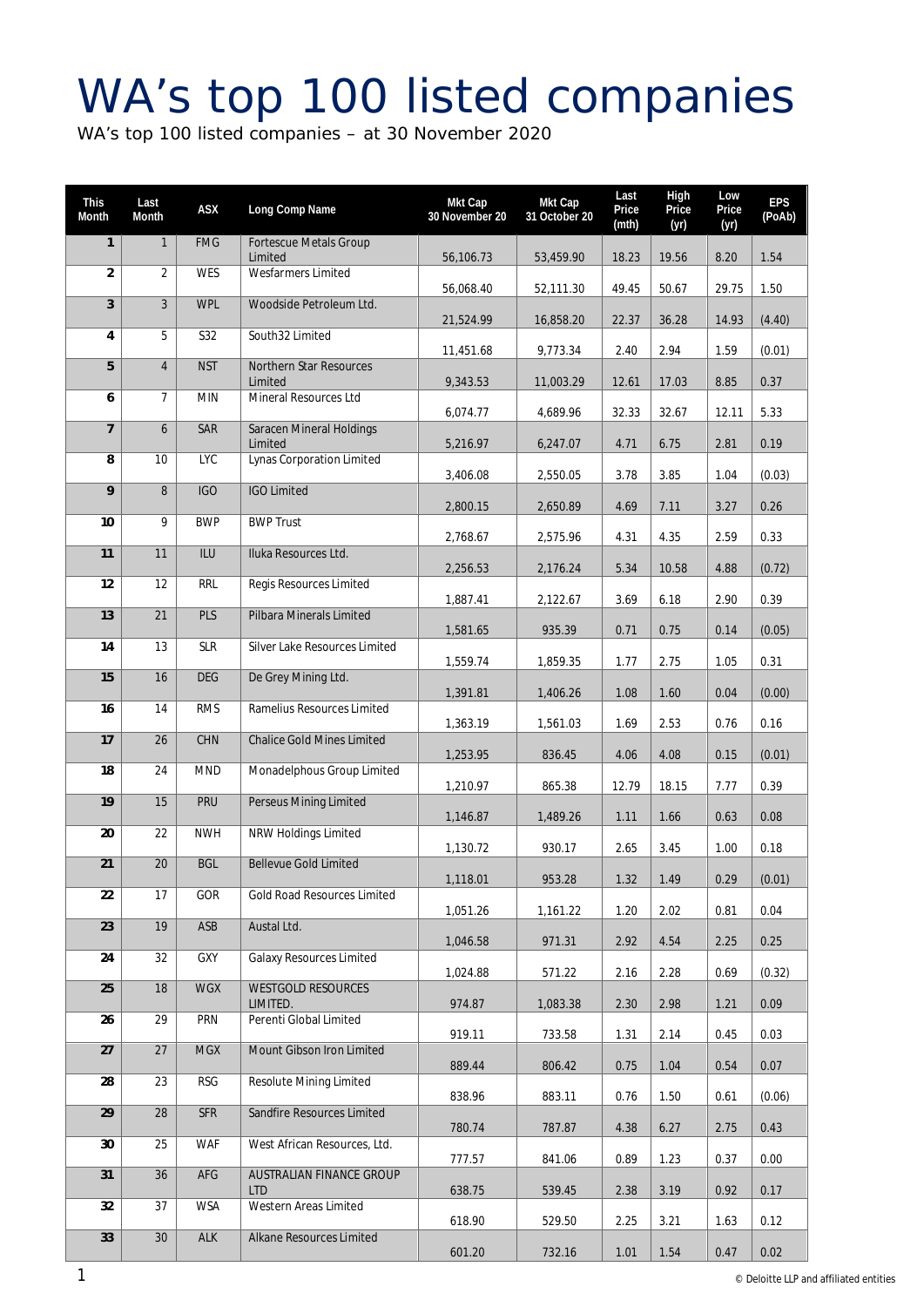# WA's top 100 listed companies

WA's top 100 listed companies – at 30 November 2020

| This Month | Last Month | ASX | Long Comp Name | Mkt Cap 30 November 20 | Mkt Cap 31 October 20 | Last Price (mth) | High Price (yr) | Low Price (yr) | EPS (PoAb) |
|---|---|---|---|---|---|---|---|---|---|
| 1 | 1 | FMG | Fortescue Metals Group Limited | 56,106.73 | 53,459.90 | 18.23 | 19.56 | 8.20 | 1.54 |
| 2 | 2 | WES | Wesfarmers Limited | 56,068.40 | 52,111.30 | 49.45 | 50.67 | 29.75 | 1.50 |
| 3 | 3 | WPL | Woodside Petroleum Ltd. | 21,524.99 | 16,858.20 | 22.37 | 36.28 | 14.93 | (4.40) |
| 4 | 5 | S32 | South32 Limited | 11,451.68 | 9,773.34 | 2.40 | 2.94 | 1.59 | (0.01) |
| 5 | 4 | NST | Northern Star Resources Limited | 9,343.53 | 11,003.29 | 12.61 | 17.03 | 8.85 | 0.37 |
| 6 | 7 | MIN | Mineral Resources Ltd | 6,074.77 | 4,689.96 | 32.33 | 32.67 | 12.11 | 5.33 |
| 7 | 6 | SAR | Saracen Mineral Holdings Limited | 5,216.97 | 6,247.07 | 4.71 | 6.75 | 2.81 | 0.19 |
| 8 | 10 | LYC | Lynas Corporation Limited | 3,406.08 | 2,550.05 | 3.78 | 3.85 | 1.04 | (0.03) |
| 9 | 8 | IGO | IGO Limited | 2,800.15 | 2,650.89 | 4.69 | 7.11 | 3.27 | 0.26 |
| 10 | 9 | BWP | BWP Trust | 2,768.67 | 2,575.96 | 4.31 | 4.35 | 2.59 | 0.33 |
| 11 | 11 | ILU | Iluka Resources Ltd. | 2,256.53 | 2,176.24 | 5.34 | 10.58 | 4.88 | (0.72) |
| 12 | 12 | RRL | Regis Resources Limited | 1,887.41 | 2,122.67 | 3.69 | 6.18 | 2.90 | 0.39 |
| 13 | 21 | PLS | Pilbara Minerals Limited | 1,581.65 | 935.39 | 0.71 | 0.75 | 0.14 | (0.05) |
| 14 | 13 | SLR | Silver Lake Resources Limited | 1,559.74 | 1,859.35 | 1.77 | 2.75 | 1.05 | 0.31 |
| 15 | 16 | DEG | De Grey Mining Ltd. | 1,391.81 | 1,406.26 | 1.08 | 1.60 | 0.04 | (0.00) |
| 16 | 14 | RMS | Ramelius Resources Limited | 1,363.19 | 1,561.03 | 1.69 | 2.53 | 0.76 | 0.16 |
| 17 | 26 | CHN | Chalice Gold Mines Limited | 1,253.95 | 836.45 | 4.06 | 4.08 | 0.15 | (0.01) |
| 18 | 24 | MND | Monadelphous Group Limited | 1,210.97 | 865.38 | 12.79 | 18.15 | 7.77 | 0.39 |
| 19 | 15 | PRU | Perseus Mining Limited | 1,146.87 | 1,489.26 | 1.11 | 1.66 | 0.63 | 0.08 |
| 20 | 22 | NWH | NRW Holdings Limited | 1,130.72 | 930.17 | 2.65 | 3.45 | 1.00 | 0.18 |
| 21 | 20 | BGL | Bellevue Gold Limited | 1,118.01 | 953.28 | 1.32 | 1.49 | 0.29 | (0.01) |
| 22 | 17 | GOR | Gold Road Resources Limited | 1,051.26 | 1,161.22 | 1.20 | 2.02 | 0.81 | 0.04 |
| 23 | 19 | ASB | Austal Ltd. | 1,046.58 | 971.31 | 2.92 | 4.54 | 2.25 | 0.25 |
| 24 | 32 | GXY | Galaxy Resources Limited | 1,024.88 | 571.22 | 2.16 | 2.28 | 0.69 | (0.32) |
| 25 | 18 | WGX | WESTGOLD RESOURCES LIMITED. | 974.87 | 1,083.38 | 2.30 | 2.98 | 1.21 | 0.09 |
| 26 | 29 | PRN | Perenti Global Limited | 919.11 | 733.58 | 1.31 | 2.14 | 0.45 | 0.03 |
| 27 | 27 | MGX | Mount Gibson Iron Limited | 889.44 | 806.42 | 0.75 | 1.04 | 0.54 | 0.07 |
| 28 | 23 | RSG | Resolute Mining Limited | 838.96 | 883.11 | 0.76 | 1.50 | 0.61 | (0.06) |
| 29 | 28 | SFR | Sandfire Resources Limited | 780.74 | 787.87 | 4.38 | 6.27 | 2.75 | 0.43 |
| 30 | 25 | WAF | West African Resources, Ltd. | 777.57 | 841.06 | 0.89 | 1.23 | 0.37 | 0.00 |
| 31 | 36 | AFG | AUSTRALIAN FINANCE GROUP LTD | 638.75 | 539.45 | 2.38 | 3.19 | 0.92 | 0.17 |
| 32 | 37 | WSA | Western Areas Limited | 618.90 | 529.50 | 2.25 | 3.21 | 1.63 | 0.12 |
| 33 | 30 | ALK | Alkane Resources Limited | 601.20 | 732.16 | 1.01 | 1.54 | 0.47 | 0.02 |

© Deloitte LLP and affiliated entities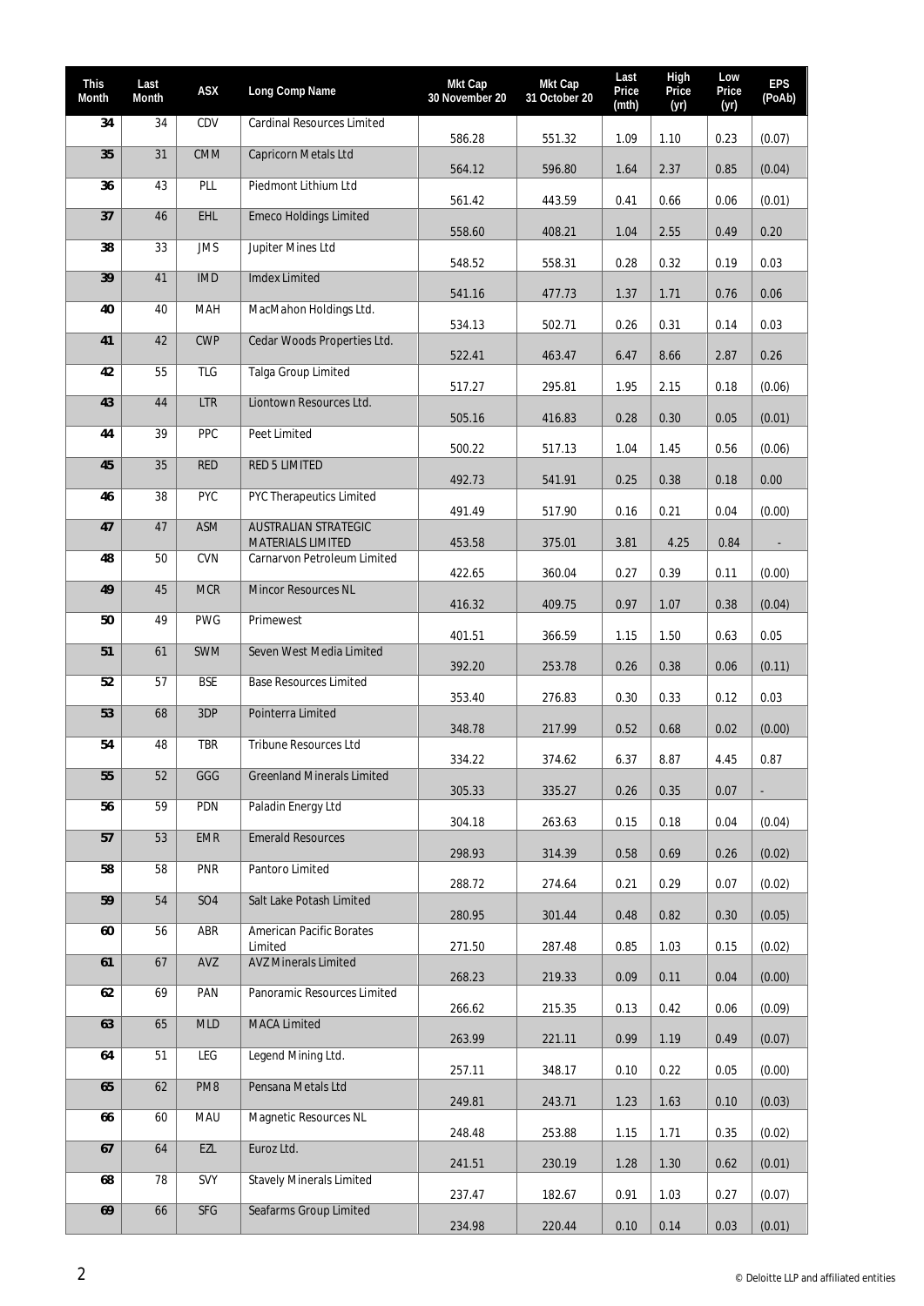| This Month | Last Month | ASX | Long Comp Name | Mkt Cap 30 November 20 | Mkt Cap 31 October 20 | Last Price (mth) | High Price (yr) | Low Price (yr) | EPS (PoAb) |
|---|---|---|---|---|---|---|---|---|---|
| 34 | 34 | CDV | Cardinal Resources Limited | 586.28 | 551.32 | 1.09 | 1.10 | 0.23 | (0.07) |
| 35 | 31 | CMM | Capricorn Metals Ltd | 564.12 | 596.80 | 1.64 | 2.37 | 0.85 | (0.04) |
| 36 | 43 | PLL | Piedmont Lithium Ltd | 561.42 | 443.59 | 0.41 | 0.66 | 0.06 | (0.01) |
| 37 | 46 | EHL | Emeco Holdings Limited | 558.60 | 408.21 | 1.04 | 2.55 | 0.49 | 0.20 |
| 38 | 33 | JMS | Jupiter Mines Ltd | 548.52 | 558.31 | 0.28 | 0.32 | 0.19 | 0.03 |
| 39 | 41 | IMD | Imdex Limited | 541.16 | 477.73 | 1.37 | 1.71 | 0.76 | 0.06 |
| 40 | 40 | MAH | MacMahon Holdings Ltd. | 534.13 | 502.71 | 0.26 | 0.31 | 0.14 | 0.03 |
| 41 | 42 | CWP | Cedar Woods Properties Ltd. | 522.41 | 463.47 | 6.47 | 8.66 | 2.87 | 0.26 |
| 42 | 55 | TLG | Talga Group Limited | 517.27 | 295.81 | 1.95 | 2.15 | 0.18 | (0.06) |
| 43 | 44 | LTR | Liontown Resources Ltd. | 505.16 | 416.83 | 0.28 | 0.30 | 0.05 | (0.01) |
| 44 | 39 | PPC | Peet Limited | 500.22 | 517.13 | 1.04 | 1.45 | 0.56 | (0.06) |
| 45 | 35 | RED | RED 5 LIMITED | 492.73 | 541.91 | 0.25 | 0.38 | 0.18 | 0.00 |
| 46 | 38 | PYC | PYC Therapeutics Limited | 491.49 | 517.90 | 0.16 | 0.21 | 0.04 | (0.00) |
| 47 | 47 | ASM | AUSTRALIAN STRATEGIC MATERIALS LIMITED | 453.58 | 375.01 | 3.81 | 4.25 | 0.84 | - |
| 48 | 50 | CVN | Carnarvon Petroleum Limited | 422.65 | 360.04 | 0.27 | 0.39 | 0.11 | (0.00) |
| 49 | 45 | MCR | Mincor Resources NL | 416.32 | 409.75 | 0.97 | 1.07 | 0.38 | (0.04) |
| 50 | 49 | PWG | Primewest | 401.51 | 366.59 | 1.15 | 1.50 | 0.63 | 0.05 |
| 51 | 61 | SWM | Seven West Media Limited | 392.20 | 253.78 | 0.26 | 0.38 | 0.06 | (0.11) |
| 52 | 57 | BSE | Base Resources Limited | 353.40 | 276.83 | 0.30 | 0.33 | 0.12 | 0.03 |
| 53 | 68 | 3DP | Pointerra Limited | 348.78 | 217.99 | 0.52 | 0.68 | 0.02 | (0.00) |
| 54 | 48 | TBR | Tribune Resources Ltd | 334.22 | 374.62 | 6.37 | 8.87 | 4.45 | 0.87 |
| 55 | 52 | GGG | Greenland Minerals Limited | 305.33 | 335.27 | 0.26 | 0.35 | 0.07 | - |
| 56 | 59 | PDN | Paladin Energy Ltd | 304.18 | 263.63 | 0.15 | 0.18 | 0.04 | (0.04) |
| 57 | 53 | EMR | Emerald Resources | 298.93 | 314.39 | 0.58 | 0.69 | 0.26 | (0.02) |
| 58 | 58 | PNR | Pantoro Limited | 288.72 | 274.64 | 0.21 | 0.29 | 0.07 | (0.02) |
| 59 | 54 | SO4 | Salt Lake Potash Limited | 280.95 | 301.44 | 0.48 | 0.82 | 0.30 | (0.05) |
| 60 | 56 | ABR | American Pacific Borates Limited | 271.50 | 287.48 | 0.85 | 1.03 | 0.15 | (0.02) |
| 61 | 67 | AVZ | AVZ Minerals Limited | 268.23 | 219.33 | 0.09 | 0.11 | 0.04 | (0.00) |
| 62 | 69 | PAN | Panoramic Resources Limited | 266.62 | 215.35 | 0.13 | 0.42 | 0.06 | (0.09) |
| 63 | 65 | MLD | MACA Limited | 263.99 | 221.11 | 0.99 | 1.19 | 0.49 | (0.07) |
| 64 | 51 | LEG | Legend Mining Ltd. | 257.11 | 348.17 | 0.10 | 0.22 | 0.05 | (0.00) |
| 65 | 62 | PM8 | Pensana Metals Ltd | 249.81 | 243.71 | 1.23 | 1.63 | 0.10 | (0.03) |
| 66 | 60 | MAU | Magnetic Resources NL | 248.48 | 253.88 | 1.15 | 1.71 | 0.35 | (0.02) |
| 67 | 64 | EZL | Euroz Ltd. | 241.51 | 230.19 | 1.28 | 1.30 | 0.62 | (0.01) |
| 68 | 78 | SVY | Stavely Minerals Limited | 237.47 | 182.67 | 0.91 | 1.03 | 0.27 | (0.07) |
| 69 | 66 | SFG | Seafarms Group Limited | 234.98 | 220.44 | 0.10 | 0.14 | 0.03 | (0.01) |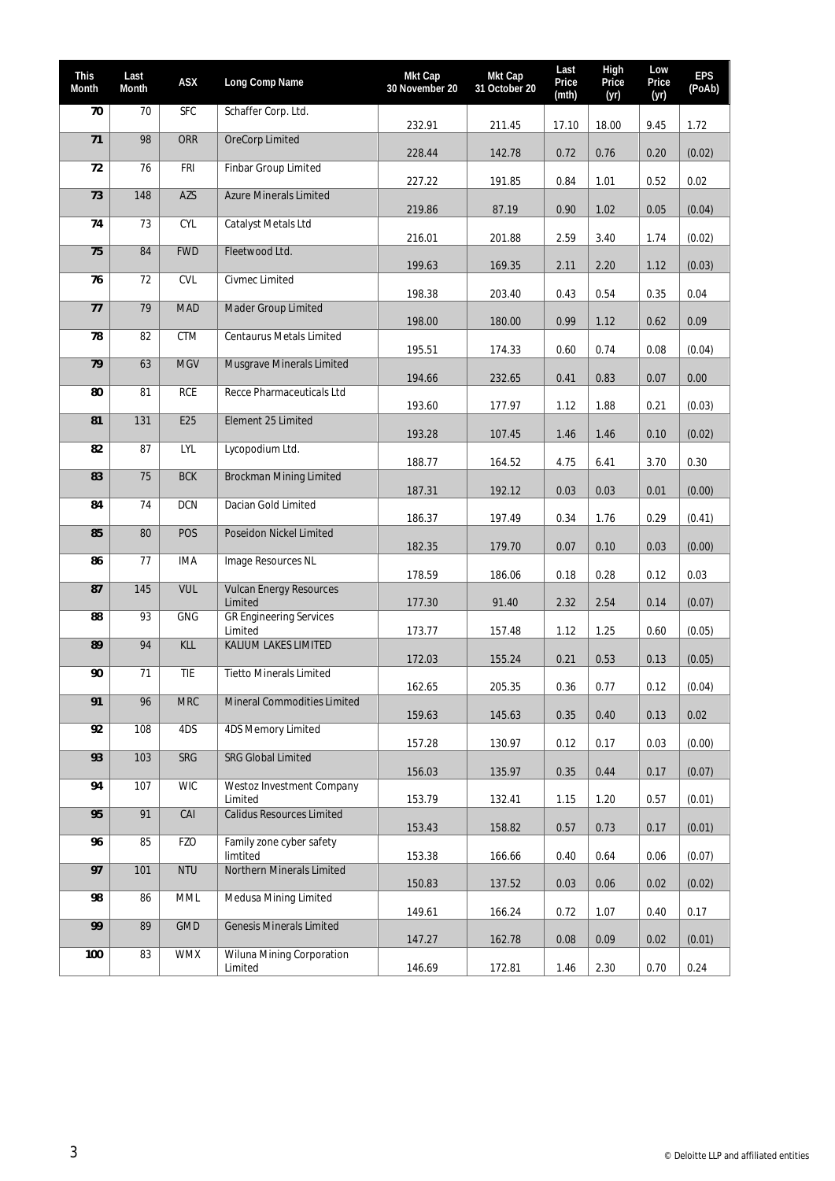| This Month | Last Month | ASX | Long Comp Name | Mkt Cap 30 November 20 | Mkt Cap 31 October 20 | Last Price (mth) | High Price (yr) | Low Price (yr) | EPS (PoAb) |
|---|---|---|---|---|---|---|---|---|---|
| 70 | 70 | SFC | Schaffer Corp. Ltd. | 232.91 | 211.45 | 17.10 | 18.00 | 9.45 | 1.72 |
| 71 | 98 | ORR | OreCorp Limited | 228.44 | 142.78 | 0.72 | 0.76 | 0.20 | (0.02) |
| 72 | 76 | FRI | Finbar Group Limited | 227.22 | 191.85 | 0.84 | 1.01 | 0.52 | 0.02 |
| 73 | 148 | AZS | Azure Minerals Limited | 219.86 | 87.19 | 0.90 | 1.02 | 0.05 | (0.04) |
| 74 | 73 | CYL | Catalyst Metals Ltd | 216.01 | 201.88 | 2.59 | 3.40 | 1.74 | (0.02) |
| 75 | 84 | FWD | Fleetwood Ltd. | 199.63 | 169.35 | 2.11 | 2.20 | 1.12 | (0.03) |
| 76 | 72 | CVL | Civmec Limited | 198.38 | 203.40 | 0.43 | 0.54 | 0.35 | 0.04 |
| 77 | 79 | MAD | Mader Group Limited | 198.00 | 180.00 | 0.99 | 1.12 | 0.62 | 0.09 |
| 78 | 82 | CTM | Centaurus Metals Limited | 195.51 | 174.33 | 0.60 | 0.74 | 0.08 | (0.04) |
| 79 | 63 | MGV | Musgrave Minerals Limited | 194.66 | 232.65 | 0.41 | 0.83 | 0.07 | 0.00 |
| 80 | 81 | RCE | Recce Pharmaceuticals Ltd | 193.60 | 177.97 | 1.12 | 1.88 | 0.21 | (0.03) |
| 81 | 131 | E25 | Element 25 Limited | 193.28 | 107.45 | 1.46 | 1.46 | 0.10 | (0.02) |
| 82 | 87 | LYL | Lycopodium Ltd. | 188.77 | 164.52 | 4.75 | 6.41 | 3.70 | 0.30 |
| 83 | 75 | BCK | Brockman Mining Limited | 187.31 | 192.12 | 0.03 | 0.03 | 0.01 | (0.00) |
| 84 | 74 | DCN | Dacian Gold Limited | 186.37 | 197.49 | 0.34 | 1.76 | 0.29 | (0.41) |
| 85 | 80 | POS | Poseidon Nickel Limited | 182.35 | 179.70 | 0.07 | 0.10 | 0.03 | (0.00) |
| 86 | 77 | IMA | Image Resources NL | 178.59 | 186.06 | 0.18 | 0.28 | 0.12 | 0.03 |
| 87 | 145 | VUL | Vulcan Energy Resources Limited | 177.30 | 91.40 | 2.32 | 2.54 | 0.14 | (0.07) |
| 88 | 93 | GNG | GR Engineering Services Limited | 173.77 | 157.48 | 1.12 | 1.25 | 0.60 | (0.05) |
| 89 | 94 | KLL | KALIUM LAKES LIMITED | 172.03 | 155.24 | 0.21 | 0.53 | 0.13 | (0.05) |
| 90 | 71 | TIE | Tietto Minerals Limited | 162.65 | 205.35 | 0.36 | 0.77 | 0.12 | (0.04) |
| 91 | 96 | MRC | Mineral Commodities Limited | 159.63 | 145.63 | 0.35 | 0.40 | 0.13 | 0.02 |
| 92 | 108 | 4DS | 4DS Memory Limited | 157.28 | 130.97 | 0.12 | 0.17 | 0.03 | (0.00) |
| 93 | 103 | SRG | SRG Global Limited | 156.03 | 135.97 | 0.35 | 0.44 | 0.17 | (0.07) |
| 94 | 107 | WIC | Westoz Investment Company Limited | 153.79 | 132.41 | 1.15 | 1.20 | 0.57 | (0.01) |
| 95 | 91 | CAI | Calidus Resources Limited | 153.43 | 158.82 | 0.57 | 0.73 | 0.17 | (0.01) |
| 96 | 85 | FZO | Family zone cyber safety limtited | 153.38 | 166.66 | 0.40 | 0.64 | 0.06 | (0.07) |
| 97 | 101 | NTU | Northern Minerals Limited | 150.83 | 137.52 | 0.03 | 0.06 | 0.02 | (0.02) |
| 98 | 86 | MML | Medusa Mining Limited | 149.61 | 166.24 | 0.72 | 1.07 | 0.40 | 0.17 |
| 99 | 89 | GMD | Genesis Minerals Limited | 147.27 | 162.78 | 0.08 | 0.09 | 0.02 | (0.01) |
| 100 | 83 | WMX | Wiluna Mining Corporation Limited | 146.69 | 172.81 | 1.46 | 2.30 | 0.70 | 0.24 |

© Deloitte LLP and affiliated entities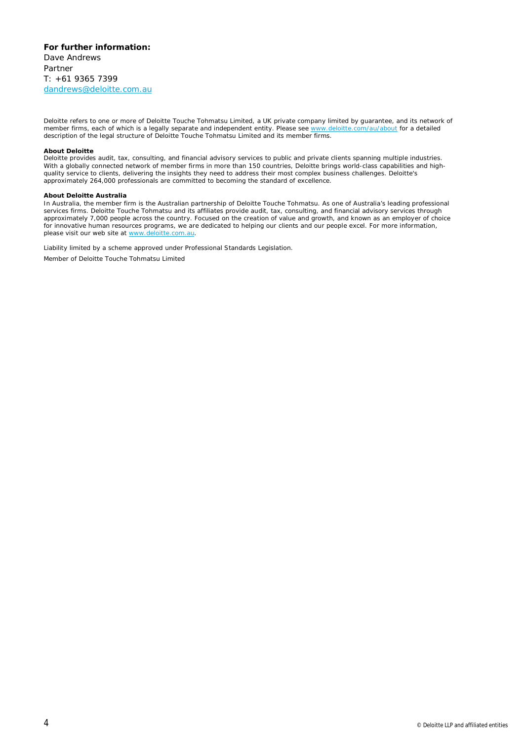**For further information:**

Dave Andrews
Partner
T: +61 9365 7399
dandrews@deloitte.com.au

Deloitte refers to one or more of Deloitte Touche Tohmatsu Limited, a UK private company limited by guarantee, and its network of member firms, each of which is a legally separate and independent entity. Please see www.deloitte.com/au/about for a detailed description of the legal structure of Deloitte Touche Tohmatsu Limited and its member firms.

**About Deloitte**

Deloitte provides audit, tax, consulting, and financial advisory services to public and private clients spanning multiple industries. With a globally connected network of member firms in more than 150 countries, Deloitte brings world-class capabilities and high-quality service to clients, delivering the insights they need to address their most complex business challenges. Deloitte's approximately 264,000 professionals are committed to becoming the standard of excellence.

**About Deloitte Australia**

In Australia, the member firm is the Australian partnership of Deloitte Touche Tohmatsu. As one of Australia's leading professional services firms. Deloitte Touche Tohmatsu and its affiliates provide audit, tax, consulting, and financial advisory services through approximately 7,000 people across the country. Focused on the creation of value and growth, and known as an employer of choice for innovative human resources programs, we are dedicated to helping our clients and our people excel. For more information, please visit our web site at www.deloitte.com.au.

Liability limited by a scheme approved under Professional Standards Legislation.

Member of Deloitte Touche Tohmatsu Limited

© Deloitte LLP and affiliated entities